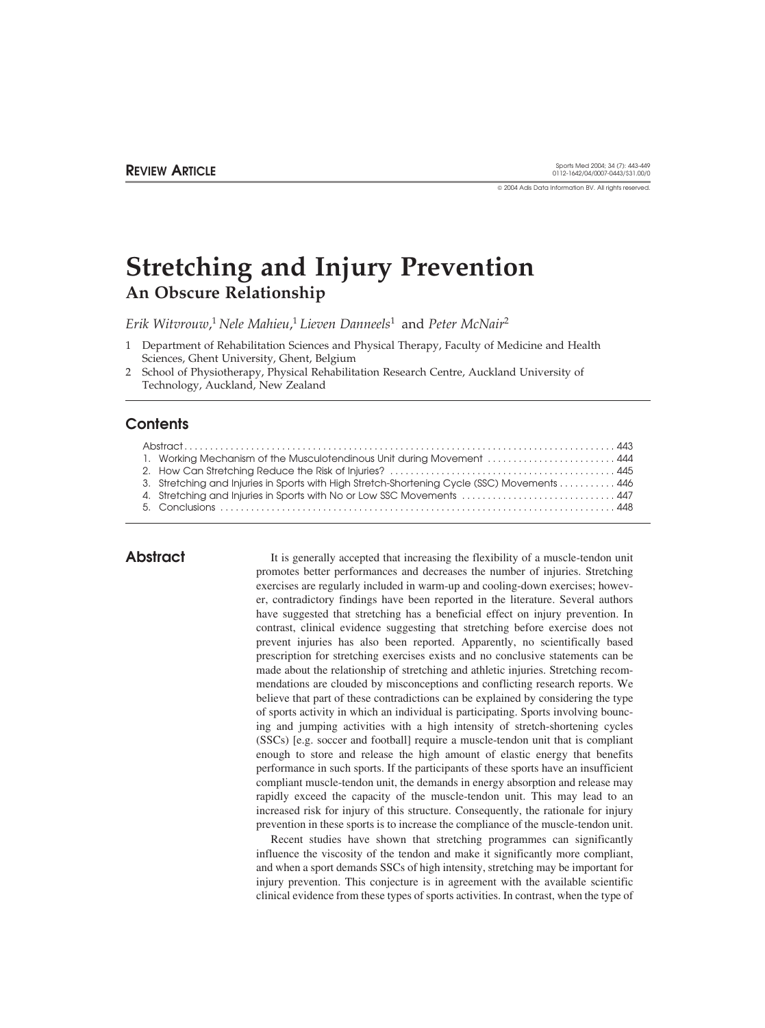REVIEW ARTICLE

# Stretching and Injury Prevention
## An Obscure Relationship

*Erik Witvrouw*,[1] *Nele Mahieu*,[1] *Lieven Danneels*[1] and *Peter McNair*[2]

1 Department of Rehabilitation Sciences and Physical Therapy, Faculty of Medicine and Health Sciences, Ghent University, Ghent, Belgium

2 School of Physiotherapy, Physical Rehabilitation Research Centre, Auckland University of Technology, Auckland, New Zealand

## Contents

Abstract ..... 443
1. Working Mechanism of the Musculotendinous Unit during Movement ..... 444
2. How Can Stretching Reduce the Risk of Injuries? ..... 445
3. Stretching and Injuries in Sports with High Stretch-Shortening Cycle (SSC) Movements ..... 446
4. Stretching and Injuries in Sports with No or Low SSC Movements ..... 447
5. Conclusions ..... 448

## Abstract

It is generally accepted that increasing the flexibility of a muscle-tendon unit promotes better performances and decreases the number of injuries. Stretching exercises are regularly included in warm-up and cooling-down exercises; however, contradictory findings have been reported in the literature. Several authors have suggested that stretching has a beneficial effect on injury prevention. In contrast, clinical evidence suggesting that stretching before exercise does not prevent injuries has also been reported. Apparently, no scientifically based prescription for stretching exercises exists and no conclusive statements can be made about the relationship of stretching and athletic injuries. Stretching recommendations are clouded by misconceptions and conflicting research reports. We believe that part of these contradictions can be explained by considering the type of sports activity in which an individual is participating. Sports involving bouncing and jumping activities with a high intensity of stretch-shortening cycles (SSCs) [e.g. soccer and football] require a muscle-tendon unit that is compliant enough to store and release the high amount of elastic energy that benefits performance in such sports. If the participants of these sports have an insufficient compliant muscle-tendon unit, the demands in energy absorption and release may rapidly exceed the capacity of the muscle-tendon unit. This may lead to an increased risk for injury of this structure. Consequently, the rationale for injury prevention in these sports is to increase the compliance of the muscle-tendon unit.

Recent studies have shown that stretching programmes can significantly influence the viscosity of the tendon and make it significantly more compliant, and when a sport demands SSCs of high intensity, stretching may be important for injury prevention. This conjecture is in agreement with the available scientific clinical evidence from these types of sports activities. In contrast, when the type of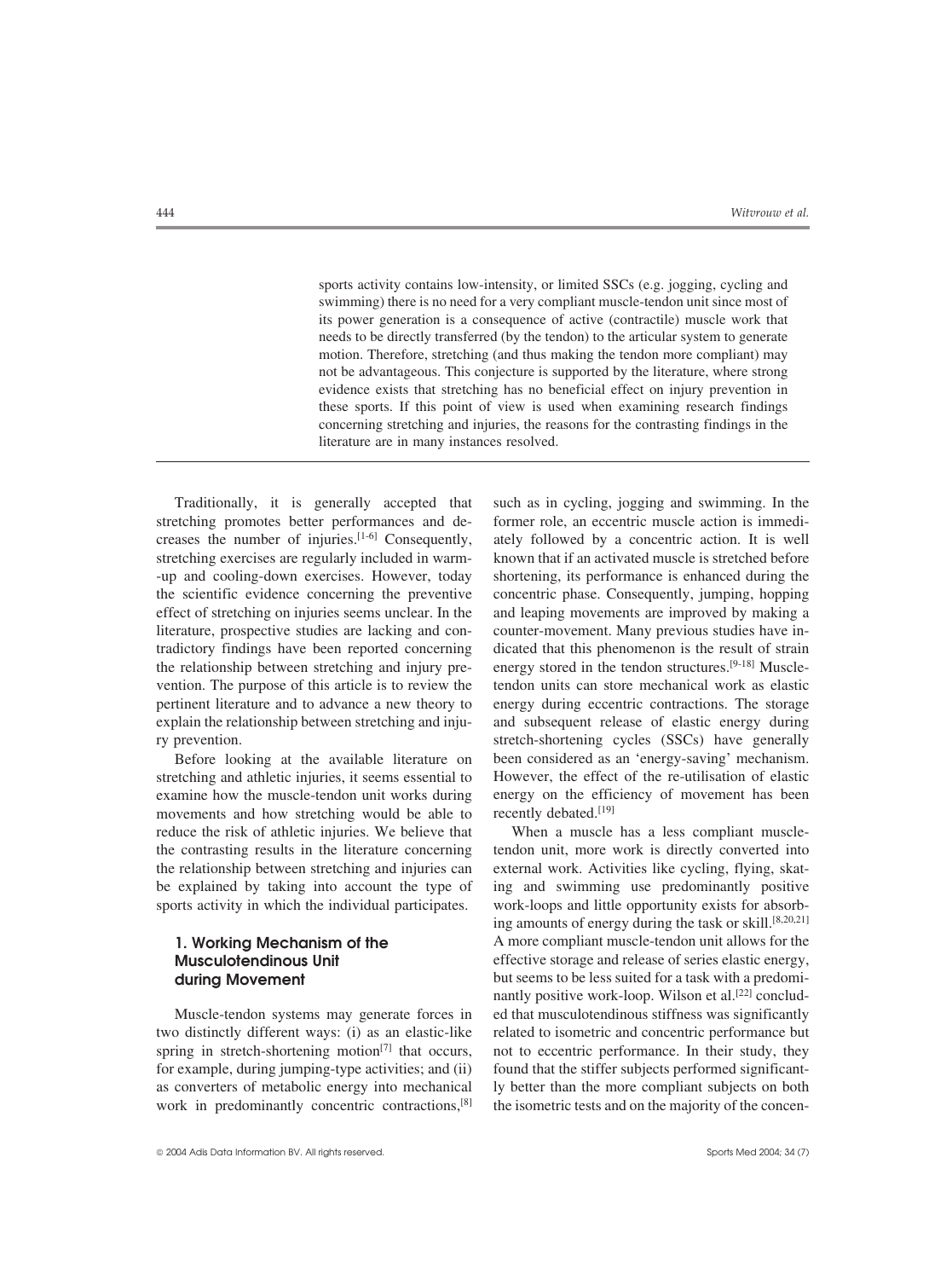sports activity contains low-intensity, or limited SSCs (e.g. jogging, cycling and swimming) there is no need for a very compliant muscle-tendon unit since most of its power generation is a consequence of active (contractile) muscle work that needs to be directly transferred (by the tendon) to the articular system to generate motion. Therefore, stretching (and thus making the tendon more compliant) may not be advantageous. This conjecture is supported by the literature, where strong evidence exists that stretching has no beneficial effect on injury prevention in these sports. If this point of view is used when examining research findings concerning stretching and injuries, the reasons for the contrasting findings in the literature are in many instances resolved.

---

Traditionally, it is generally accepted that stretching promotes better performances and decreases the number of injuries.[1-6] Consequently, stretching exercises are regularly included in warm-up and cooling-down exercises. However, today the scientific evidence concerning the preventive effect of stretching on injuries seems unclear. In the literature, prospective studies are lacking and contradictory findings have been reported concerning the relationship between stretching and injury prevention. The purpose of this article is to review the pertinent literature and to advance a new theory to explain the relationship between stretching and injury prevention.

Before looking at the available literature on stretching and athletic injuries, it seems essential to examine how the muscle-tendon unit works during movements and how stretching would be able to reduce the risk of athletic injuries. We believe that the contrasting results in the literature concerning the relationship between stretching and injuries can be explained by taking into account the type of sports activity in which the individual participates.

## 1. Working Mechanism of the Musculotendinous Unit during Movement

Muscle-tendon systems may generate forces in two distinctly different ways: (i) as an elastic-like spring in stretch-shortening motion[7] that occurs, for example, during jumping-type activities; and (ii) as converters of metabolic energy into mechanical work in predominantly concentric contractions,[8] such as in cycling, jogging and swimming. In the former role, an eccentric muscle action is immediately followed by a concentric action. It is well known that if an activated muscle is stretched before shortening, its performance is enhanced during the concentric phase. Consequently, jumping, hopping and leaping movements are improved by making a counter-movement. Many previous studies have indicated that this phenomenon is the result of strain energy stored in the tendon structures.[9-18] Muscle-tendon units can store mechanical work as elastic energy during eccentric contractions. The storage and subsequent release of elastic energy during stretch-shortening cycles (SSCs) have generally been considered as an 'energy-saving' mechanism. However, the effect of the re-utilisation of elastic energy on the efficiency of movement has been recently debated.[19]

When a muscle has a less compliant muscle-tendon unit, more work is directly converted into external work. Activities like cycling, flying, skating and swimming use predominantly positive work-loops and little opportunity exists for absorbing amounts of energy during the task or skill.[8,20,21] A more compliant muscle-tendon unit allows for the effective storage and release of series elastic energy, but seems to be less suited for a task with a predominantly positive work-loop. Wilson et al.[22] concluded that musculotendinous stiffness was significantly related to isometric and concentric performance but not to eccentric performance. In their study, they found that the stiffer subjects performed significantly better than the more compliant subjects on both the isometric tests and on the majority of the concen-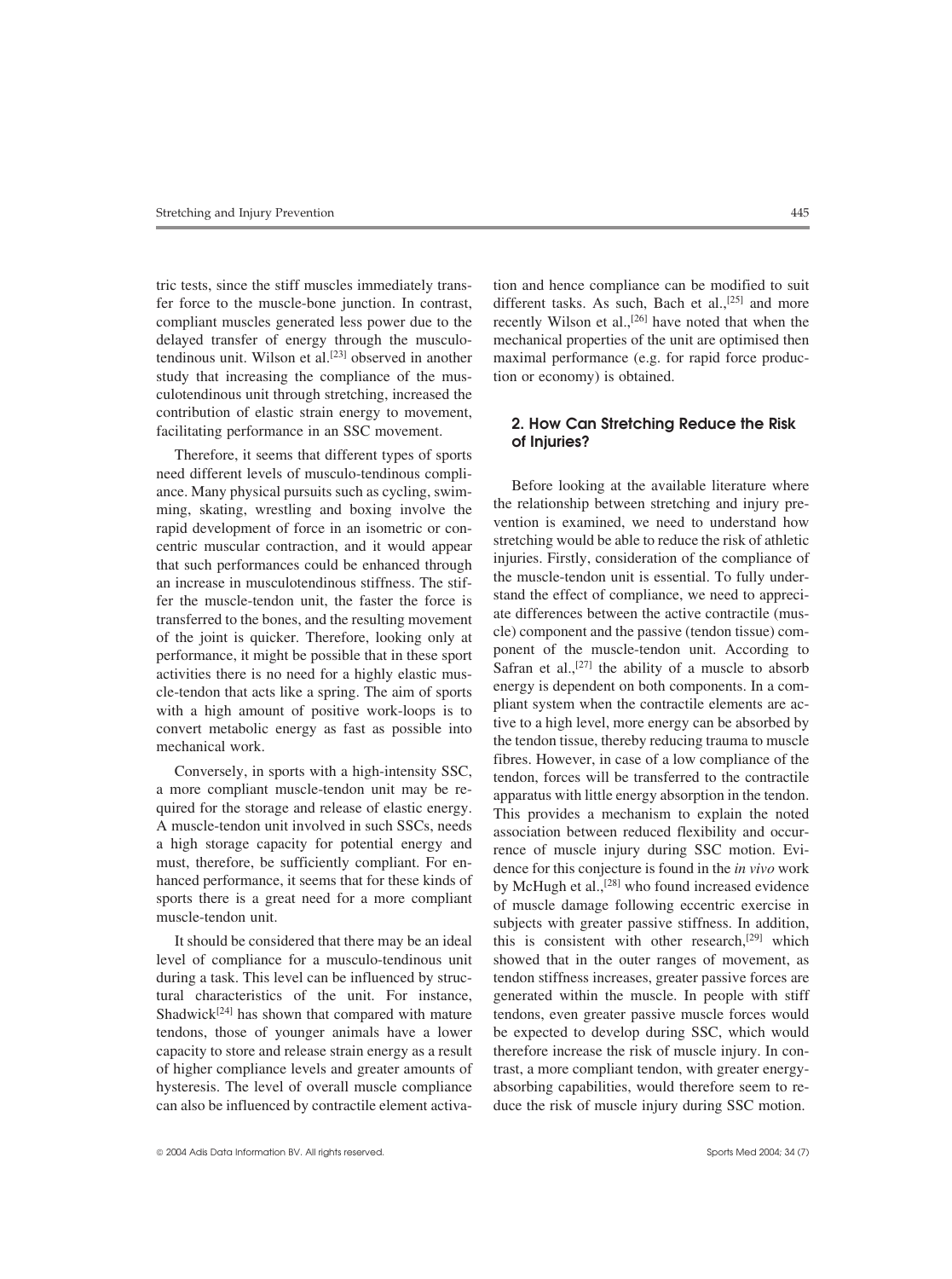tric tests, since the stiff muscles immediately transfer force to the muscle-bone junction. In contrast, compliant muscles generated less power due to the delayed transfer of energy through the musculotendinous unit. Wilson et al.[23] observed in another study that increasing the compliance of the musculotendinous unit through stretching, increased the contribution of elastic strain energy to movement, facilitating performance in an SSC movement.

Therefore, it seems that different types of sports need different levels of musculo-tendinous compliance. Many physical pursuits such as cycling, swimming, skating, wrestling and boxing involve the rapid development of force in an isometric or concentric muscular contraction, and it would appear that such performances could be enhanced through an increase in musculotendinous stiffness. The stiffer the muscle-tendon unit, the faster the force is transferred to the bones, and the resulting movement of the joint is quicker. Therefore, looking only at performance, it might be possible that in these sport activities there is no need for a highly elastic muscle-tendon that acts like a spring. The aim of sports with a high amount of positive work-loops is to convert metabolic energy as fast as possible into mechanical work.

Conversely, in sports with a high-intensity SSC, a more compliant muscle-tendon unit may be required for the storage and release of elastic energy. A muscle-tendon unit involved in such SSCs, needs a high storage capacity for potential energy and must, therefore, be sufficiently compliant. For enhanced performance, it seems that for these kinds of sports there is a great need for a more compliant muscle-tendon unit.

It should be considered that there may be an ideal level of compliance for a musculo-tendinous unit during a task. This level can be influenced by structural characteristics of the unit. For instance, Shadwick[24] has shown that compared with mature tendons, those of younger animals have a lower capacity to store and release strain energy as a result of higher compliance levels and greater amounts of hysteresis. The level of overall muscle compliance can also be influenced by contractile element activation and hence compliance can be modified to suit different tasks. As such, Bach et al.,[25] and more recently Wilson et al.,[26] have noted that when the mechanical properties of the unit are optimised then maximal performance (e.g. for rapid force production or economy) is obtained.

## 2. How Can Stretching Reduce the Risk of Injuries?

Before looking at the available literature where the relationship between stretching and injury prevention is examined, we need to understand how stretching would be able to reduce the risk of athletic injuries. Firstly, consideration of the compliance of the muscle-tendon unit is essential. To fully understand the effect of compliance, we need to appreciate differences between the active contractile (muscle) component and the passive (tendon tissue) component of the muscle-tendon unit. According to Safran et al.,[27] the ability of a muscle to absorb energy is dependent on both components. In a compliant system when the contractile elements are active to a high level, more energy can be absorbed by the tendon tissue, thereby reducing trauma to muscle fibres. However, in case of a low compliance of the tendon, forces will be transferred to the contractile apparatus with little energy absorption in the tendon. This provides a mechanism to explain the noted association between reduced flexibility and occurrence of muscle injury during SSC motion. Evidence for this conjecture is found in the *in vivo* work by McHugh et al.,[28] who found increased evidence of muscle damage following eccentric exercise in subjects with greater passive stiffness. In addition, this is consistent with other research,[29] which showed that in the outer ranges of movement, as tendon stiffness increases, greater passive forces are generated within the muscle. In people with stiff tendons, even greater passive muscle forces would be expected to develop during SSC, which would therefore increase the risk of muscle injury. In contrast, a more compliant tendon, with greater energy-absorbing capabilities, would therefore seem to reduce the risk of muscle injury during SSC motion.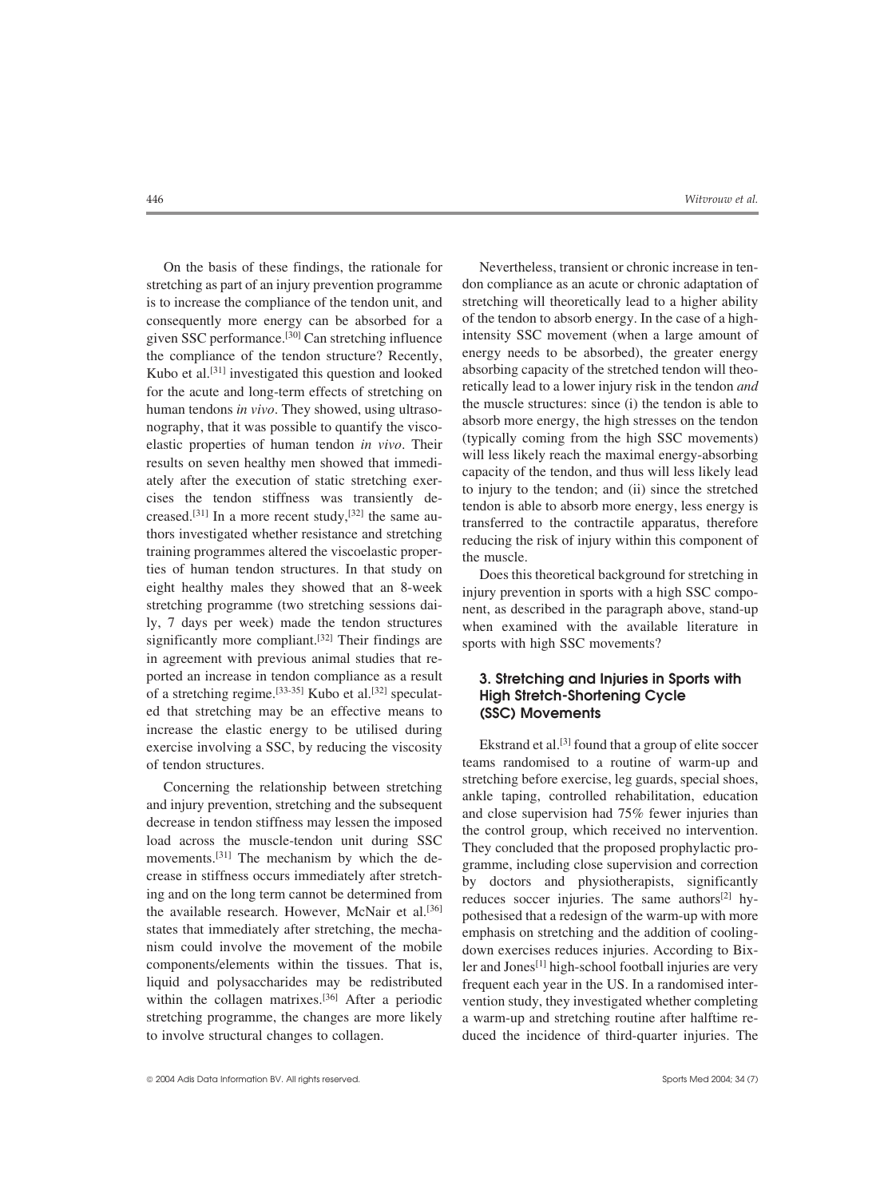On the basis of these findings, the rationale for stretching as part of an injury prevention programme is to increase the compliance of the tendon unit, and consequently more energy can be absorbed for a given SSC performance.[30] Can stretching influence the compliance of the tendon structure? Recently, Kubo et al.[31] investigated this question and looked for the acute and long-term effects of stretching on human tendons *in vivo*. They showed, using ultrasonography, that it was possible to quantify the viscoelastic properties of human tendon *in vivo*. Their results on seven healthy men showed that immediately after the execution of static stretching exercises the tendon stiffness was transiently decreased.[31] In a more recent study,[32] the same authors investigated whether resistance and stretching training programmes altered the viscoelastic properties of human tendon structures. In that study on eight healthy males they showed that an 8-week stretching programme (two stretching sessions daily, 7 days per week) made the tendon structures significantly more compliant.[32] Their findings are in agreement with previous animal studies that reported an increase in tendon compliance as a result of a stretching regime.[33-35] Kubo et al.[32] speculated that stretching may be an effective means to increase the elastic energy to be utilised during exercise involving a SSC, by reducing the viscosity of tendon structures.

Concerning the relationship between stretching and injury prevention, stretching and the subsequent decrease in tendon stiffness may lessen the imposed load across the muscle-tendon unit during SSC movements.[31] The mechanism by which the decrease in stiffness occurs immediately after stretching and on the long term cannot be determined from the available research. However, McNair et al.[36] states that immediately after stretching, the mechanism could involve the movement of the mobile components/elements within the tissues. That is, liquid and polysaccharides may be redistributed within the collagen matrixes.[36] After a periodic stretching programme, the changes are more likely to involve structural changes to collagen.

Nevertheless, transient or chronic increase in tendon compliance as an acute or chronic adaptation of stretching will theoretically lead to a higher ability of the tendon to absorb energy. In the case of a high-intensity SSC movement (when a large amount of energy needs to be absorbed), the greater energy absorbing capacity of the stretched tendon will theoretically lead to a lower injury risk in the tendon *and* the muscle structures: since (i) the tendon is able to absorb more energy, the high stresses on the tendon (typically coming from the high SSC movements) will less likely reach the maximal energy-absorbing capacity of the tendon, and thus will less likely lead to injury to the tendon; and (ii) since the stretched tendon is able to absorb more energy, less energy is transferred to the contractile apparatus, therefore reducing the risk of injury within this component of the muscle.

Does this theoretical background for stretching in injury prevention in sports with a high SSC component, as described in the paragraph above, stand-up when examined with the available literature in sports with high SSC movements?

## 3. Stretching and Injuries in Sports with High Stretch-Shortening Cycle (SSC) Movements

Ekstrand et al.[3] found that a group of elite soccer teams randomised to a routine of warm-up and stretching before exercise, leg guards, special shoes, ankle taping, controlled rehabilitation, education and close supervision had 75% fewer injuries than the control group, which received no intervention. They concluded that the proposed prophylactic programme, including close supervision and correction by doctors and physiotherapists, significantly reduces soccer injuries. The same authors[2] hypothesised that a redesign of the warm-up with more emphasis on stretching and the addition of cooling-down exercises reduces injuries. According to Bixler and Jones[1] high-school football injuries are very frequent each year in the US. In a randomised intervention study, they investigated whether completing a warm-up and stretching routine after halftime reduced the incidence of third-quarter injuries. The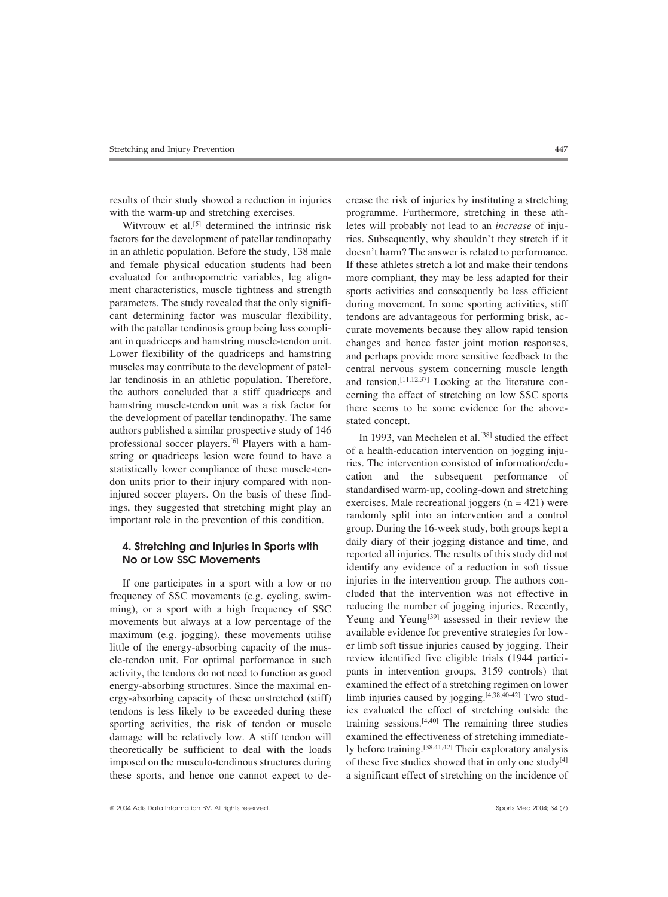results of their study showed a reduction in injuries with the warm-up and stretching exercises.

Witvrouw et al.[5] determined the intrinsic risk factors for the development of patellar tendinopathy in an athletic population. Before the study, 138 male and female physical education students had been evaluated for anthropometric variables, leg alignment characteristics, muscle tightness and strength parameters. The study revealed that the only significant determining factor was muscular flexibility, with the patellar tendinosis group being less compliant in quadriceps and hamstring muscle-tendon unit. Lower flexibility of the quadriceps and hamstring muscles may contribute to the development of patellar tendinosis in an athletic population. Therefore, the authors concluded that a stiff quadriceps and hamstring muscle-tendon unit was a risk factor for the development of patellar tendinopathy. The same authors published a similar prospective study of 146 professional soccer players.[6] Players with a hamstring or quadriceps lesion were found to have a statistically lower compliance of these muscle-tendon units prior to their injury compared with non-injured soccer players. On the basis of these findings, they suggested that stretching might play an important role in the prevention of this condition.

## 4. Stretching and Injuries in Sports with No or Low SSC Movements

If one participates in a sport with a low or no frequency of SSC movements (e.g. cycling, swimming), or a sport with a high frequency of SSC movements but always at a low percentage of the maximum (e.g. jogging), these movements utilise little of the energy-absorbing capacity of the muscle-tendon unit. For optimal performance in such activity, the tendons do not need to function as good energy-absorbing structures. Since the maximal energy-absorbing capacity of these unstretched (stiff) tendons is less likely to be exceeded during these sporting activities, the risk of tendon or muscle damage will be relatively low. A stiff tendon will theoretically be sufficient to deal with the loads imposed on the musculo-tendinous structures during these sports, and hence one cannot expect to decrease the risk of injuries by instituting a stretching programme. Furthermore, stretching in these athletes will probably not lead to an *increase* of injuries. Subsequently, why shouldn't they stretch if it doesn't harm? The answer is related to performance. If these athletes stretch a lot and make their tendons more compliant, they may be less adapted for their sports activities and consequently be less efficient during movement. In some sporting activities, stiff tendons are advantageous for performing brisk, accurate movements because they allow rapid tension changes and hence faster joint motion responses, and perhaps provide more sensitive feedback to the central nervous system concerning muscle length and tension.[11,12,37] Looking at the literature concerning the effect of stretching on low SSC sports there seems to be some evidence for the above-stated concept.

In 1993, van Mechelen et al.[38] studied the effect of a health-education intervention on jogging injuries. The intervention consisted of information/education and the subsequent performance of standardised warm-up, cooling-down and stretching exercises. Male recreational joggers (n = 421) were randomly split into an intervention and a control group. During the 16-week study, both groups kept a daily diary of their jogging distance and time, and reported all injuries. The results of this study did not identify any evidence of a reduction in soft tissue injuries in the intervention group. The authors concluded that the intervention was not effective in reducing the number of jogging injuries. Recently, Yeung and Yeung[39] assessed in their review the available evidence for preventive strategies for lower limb soft tissue injuries caused by jogging. Their review identified five eligible trials (1944 participants in intervention groups, 3159 controls) that examined the effect of a stretching regimen on lower limb injuries caused by jogging.[4,38,40-42] Two studies evaluated the effect of stretching outside the training sessions.[4,40] The remaining three studies examined the effectiveness of stretching immediately before training.[38,41,42] Their exploratory analysis of these five studies showed that in only one study[4] a significant effect of stretching on the incidence of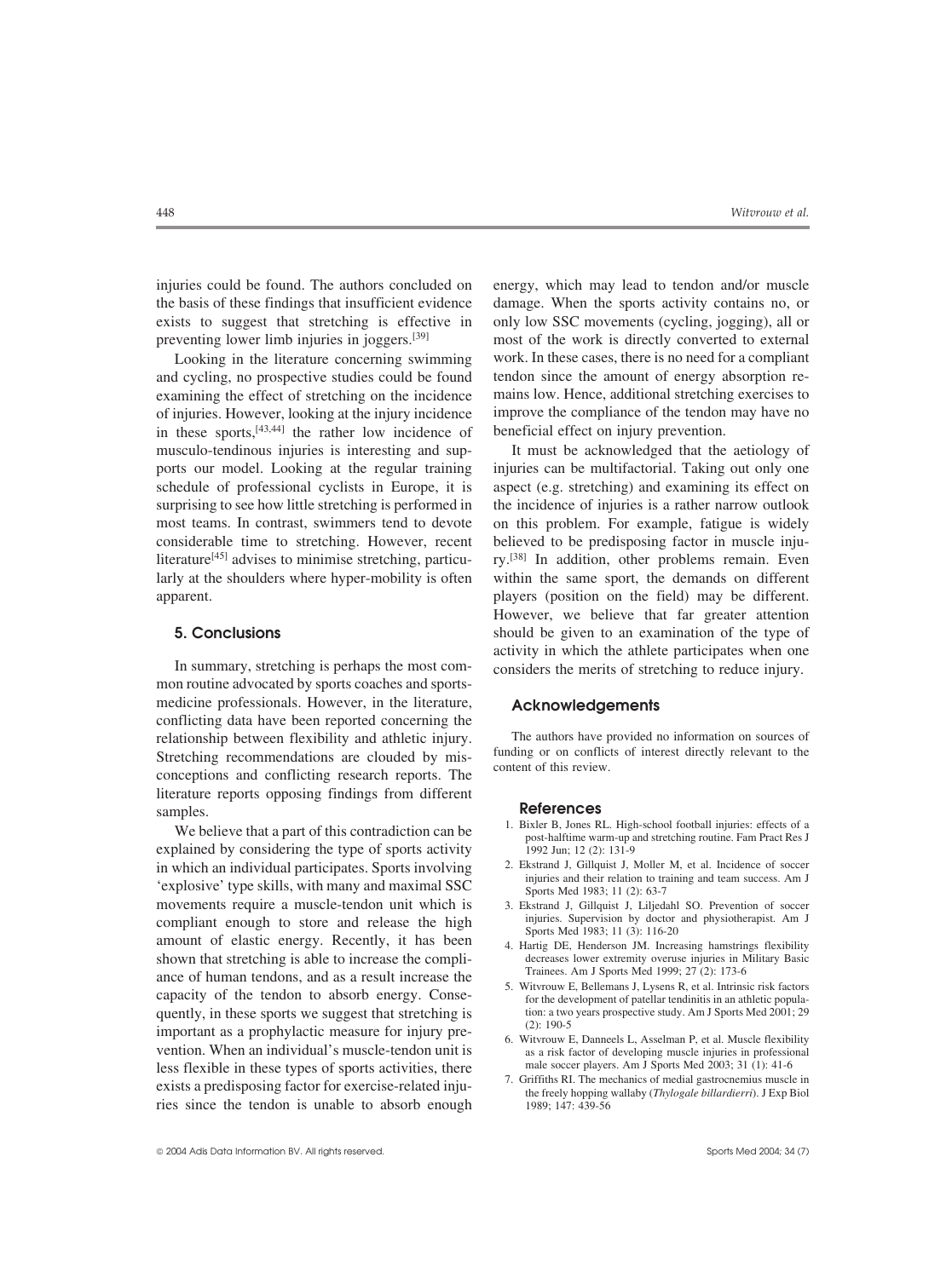injuries could be found. The authors concluded on the basis of these findings that insufficient evidence exists to suggest that stretching is effective in preventing lower limb injuries in joggers.[39]

Looking in the literature concerning swimming and cycling, no prospective studies could be found examining the effect of stretching on the incidence of injuries. However, looking at the injury incidence in these sports,[43,44] the rather low incidence of musculo-tendinous injuries is interesting and supports our model. Looking at the regular training schedule of professional cyclists in Europe, it is surprising to see how little stretching is performed in most teams. In contrast, swimmers tend to devote considerable time to stretching. However, recent literature[45] advises to minimise stretching, particularly at the shoulders where hyper-mobility is often apparent.

## 5. Conclusions

In summary, stretching is perhaps the most common routine advocated by sports coaches and sports-medicine professionals. However, in the literature, conflicting data have been reported concerning the relationship between flexibility and athletic injury. Stretching recommendations are clouded by misconceptions and conflicting research reports. The literature reports opposing findings from different samples.

We believe that a part of this contradiction can be explained by considering the type of sports activity in which an individual participates. Sports involving 'explosive' type skills, with many and maximal SSC movements require a muscle-tendon unit which is compliant enough to store and release the high amount of elastic energy. Recently, it has been shown that stretching is able to increase the compliance of human tendons, and as a result increase the capacity of the tendon to absorb energy. Consequently, in these sports we suggest that stretching is important as a prophylactic measure for injury prevention. When an individual's muscle-tendon unit is less flexible in these types of sports activities, there exists a predisposing factor for exercise-related injuries since the tendon is unable to absorb enough energy, which may lead to tendon and/or muscle damage. When the sports activity contains no, or only low SSC movements (cycling, jogging), all or most of the work is directly converted to external work. In these cases, there is no need for a compliant tendon since the amount of energy absorption remains low. Hence, additional stretching exercises to improve the compliance of the tendon may have no beneficial effect on injury prevention.

It must be acknowledged that the aetiology of injuries can be multifactorial. Taking out only one aspect (e.g. stretching) and examining its effect on the incidence of injuries is a rather narrow outlook on this problem. For example, fatigue is widely believed to be predisposing factor in muscle injury.[38] In addition, other problems remain. Even within the same sport, the demands on different players (position on the field) may be different. However, we believe that far greater attention should be given to an examination of the type of activity in which the athlete participates when one considers the merits of stretching to reduce injury.

## Acknowledgements

The authors have provided no information on sources of funding or on conflicts of interest directly relevant to the content of this review.

## References

1. Bixler B, Jones RL. High-school football injuries: effects of a post-halftime warm-up and stretching routine. Fam Pract Res J 1992 Jun; 12 (2): 131-9
2. Ekstrand J, Gillquist J, Moller M, et al. Incidence of soccer injuries and their relation to training and team success. Am J Sports Med 1983; 11 (2): 63-7
3. Ekstrand J, Gillquist J, Liljedahl SO. Prevention of soccer injuries. Supervision by doctor and physiotherapist. Am J Sports Med 1983; 11 (3): 116-20
4. Hartig DE, Henderson JM. Increasing hamstrings flexibility decreases lower extremity overuse injuries in Military Basic Trainees. Am J Sports Med 1999; 27 (2): 173-6
5. Witvrouw E, Bellemans J, Lysens R, et al. Intrinsic risk factors for the development of patellar tendinitis in an athletic population: a two years prospective study. Am J Sports Med 2001; 29 (2): 190-5
6. Witvrouw E, Danneels L, Asselman P, et al. Muscle flexibility as a risk factor of developing muscle injuries in professional male soccer players. Am J Sports Med 2003; 31 (1): 41-6
7. Griffiths RI. The mechanics of medial gastrocnemius muscle in the freely hopping wallaby (*Thylogale billardierri*). J Exp Biol 1989; 147: 439-56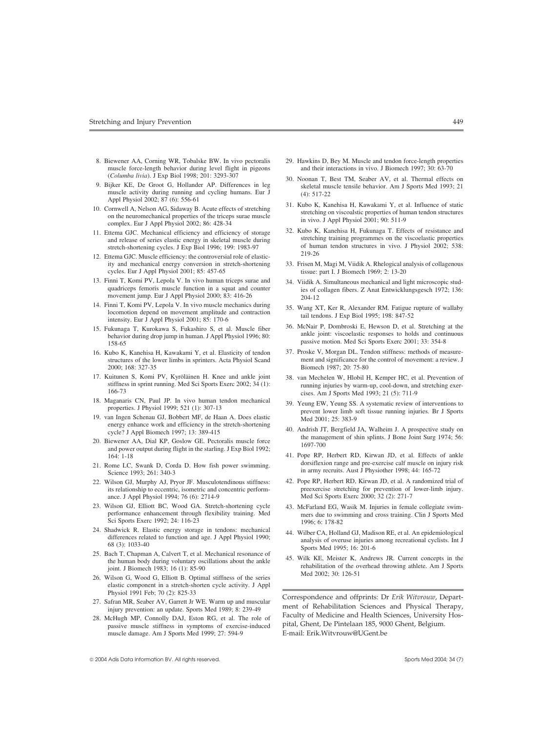8. Biewener AA, Corning WR, Tobalske BW. In vivo pectoralis muscle force-length behavior during level flight in pigeons (*Columba livia*). J Exp Biol 1998; 201: 3293-307
9. Bijker KE, De Groot G, Hollander AP. Differences in leg muscle activity during running and cycling humans. Eur J Appl Physiol 2002; 87 (6): 556-61
10. Cornwell A, Nelson AG, Sidaway B. Acute effects of stretching on the neuromechanical properties of the triceps surae muscle complex. Eur J Appl Physiol 2002; 86: 428-34
11. Ettema GJC. Mechanical efficiency and efficiency of storage and release of series elastic energy in skeletal muscle during stretch-shortening cycles. J Exp Biol 1996; 199: 1983-97
12. Ettema GJC. Muscle efficiency: the controversial role of elasticity and mechanical energy conversion in stretch-shortening cycles. Eur J Appl Physiol 2001; 85: 457-65
13. Finni T, Komi PV, Lepola V. In vivo human triceps surae and quadriceps femoris muscle function in a squat and counter movement jump. Eur J Appl Physiol 2000; 83: 416-26
14. Finni T, Komi PV, Lepola V. In vivo muscle mechanics during locomotion depend on movement amplitude and contraction intensity. Eur J Appl Physiol 2001; 85: 170-6
15. Fukunaga T, Kurokawa S, Fukashiro S, et al. Muscle fiber behavior during drop jump in human. J Appl Physiol 1996; 80: 158-65
16. Kubo K, Kanehisa H, Kawakami Y, et al. Elasticity of tendon structures of the lower limbs in sprinters. Acta Physiol Scand 2000; 168: 327-35
17. Kuitunen S, Komi PV, Kyröläinen H. Knee and ankle joint stiffness in sprint running. Med Sci Sports Exerc 2002; 34 (1): 166-73
18. Maganaris CN, Paul JP. In vivo human tendon mechanical properties. J Physiol 1999; 521 (1): 307-13
19. van Ingen Schenau GJ, Bobbert MF, de Haan A. Does elastic energy enhance work and efficiency in the stretch-shortening cycle? J Appl Biomech 1997; 13: 389-415
20. Biewener AA, Dial KP, Goslow GE. Pectoralis muscle force and power output during flight in the starling. J Exp Biol 1992; 164: 1-18
21. Rome LC, Swank D, Corda D. How fish power swimming. Science 1993; 261: 340-3
22. Wilson GJ, Murphy AJ, Pryor JF. Musculotendinous stiffness: its relationship to eccentric, isometric and concentric performance. J Appl Physiol 1994; 76 (6): 2714-9
23. Wilson GJ, Elliott BC, Wood GA. Stretch-shortening cycle performance enhancement through flexibility training. Med Sci Sports Exerc 1992; 24: 116-23
24. Shadwick R. Elastic energy storage in tendons: mechanical differences related to function and age. J Appl Physiol 1990; 68 (3): 1033-40
25. Bach T, Chapman A, Calvert T, et al. Mechanical resonance of the human body during voluntary oscillations about the ankle joint. J Biomech 1983; 16 (1): 85-90
26. Wilson G, Wood G, Elliott B. Optimal stiffness of the series elastic component in a stretch-shorten cycle activity. J Appl Physiol 1991 Feb; 70 (2): 825-33
27. Safran MR, Seaber AV, Garrett Jr WE. Warm up and muscular injury prevention: an update. Sports Med 1989; 8: 239-49
28. McHugh MP, Connolly DAJ, Eston RG, et al. The role of passive muscle stiffness in symptoms of exercise-induced muscle damage. Am J Sports Med 1999; 27: 594-9
29. Hawkins D, Bey M. Muscle and tendon force-length properties and their interactions in vivo. J Biomech 1997; 30: 63-70
30. Noonan T, Best TM, Seaber AV, et al. Thermal effects on skeletal muscle tensile behavior. Am J Sports Med 1993; 21 (4): 517-22
31. Kubo K, Kanehisa H, Kawakami Y, et al. Influence of static stretching on viscoalstic properties of human tendon structures in vivo. J Appl Physiol 2001; 90: 511-9
32. Kubo K, Kanehisa H, Fukunaga T. Effects of resistance and stretching training programmes on the viscoelastic properties of human tendon structures in vivo. J Physiol 2002; 538: 219-26
33. Frisen M, Magi M, Viidik A. Rheological analysis of collagenous tissue: part I. J Biomech 1969; 2: 13-20
34. Viidik A. Simultaneous mechanical and light microscopic studies of collagen fibers. Z Anat Entwicklungsgesch 1972; 136: 204-12
35. Wang XT, Ker R, Alexander RM. Fatigue rupture of wallaby tail tendons. J Exp Biol 1995; 198: 847-52
36. McNair P, Dombroski E, Hewson D, et al. Stretching at the ankle joint: viscoelastic responses to holds and continuous passive motion. Med Sci Sports Exerc 2001; 33: 354-8
37. Proske V, Morgan DL. Tendon stiffness: methods of measurement and significance for the control of movement: a review. J Biomech 1987; 20: 75-80
38. van Mechelen W, Hlobil H, Kemper HC, et al. Prevention of running injuries by warm-up, cool-down, and stretching exercises. Am J Sports Med 1993; 21 (5): 711-9
39. Yeung EW, Yeung SS. A systematic review of interventions to prevent lower limb soft tissue running injuries. Br J Sports Med 2001; 25: 383-9
40. Andrish JT, Bergfield JA, Walheim J. A prospective study on the management of shin splints. J Bone Joint Surg 1974; 56: 1697-700
41. Pope RP, Herbert RD, Kirwan JD, et al. Effects of ankle dorsiflexion range and pre-exercise calf muscle on injury risk in army recruits. Aust J Physiother 1998; 44: 165-72
42. Pope RP, Herbert RD, Kirwan JD, et al. A randomized trial of preexercise stretching for prevention of lower-limb injury. Med Sci Sports Exerc 2000; 32 (2): 271-7
43. McFarland EG, Wasik M. Injuries in female collegiate swimmers due to swimming and cross training. Clin J Sports Med 1996; 6: 178-82
44. Wilber CA, Holland GJ, Madison RE, et al. An epidemiological analysis of overuse injuries among recreational cyclists. Int J Sports Med 1995; 16: 201-6
45. Wilk KE, Meister K, Andrews JR. Current concepts in the rehabilitation of the overhead throwing athlete. Am J Sports Med 2002; 30: 126-51

Correspondence and offprints: Dr *Erik Witvrouw*, Department of Rehabilitation Sciences and Physical Therapy, Faculty of Medicine and Health Sciences, University Hospital, Ghent, De Pintelaan 185, 9000 Ghent, Belgium.
E-mail: Erik.Witvrouw@UGent.be